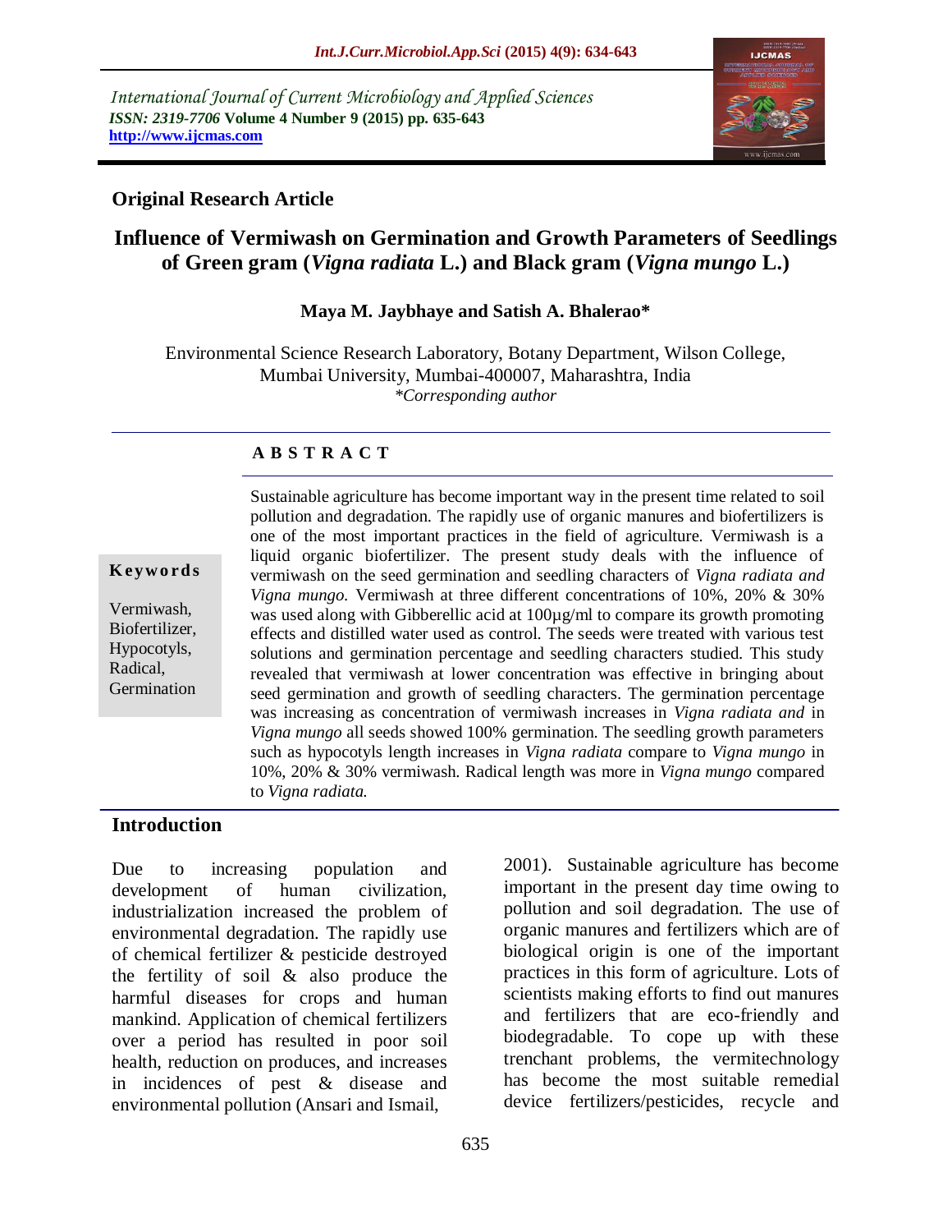International Journal of Current Microbiology and Applied Sciences
*ISSN: 2319-7706* **Volume 4 Number 9 (2015) pp. 635-643**
**http://www.ijcmas.com**

**Original Research Article**

# Influence of Vermiwash on Germination and Growth Parameters of Seedlings of Green gram (*Vigna radiata* L.) and Black gram (*Vigna mungo* L.)

**Maya M. Jaybhaye and Satish A. Bhalerao***

Environmental Science Research Laboratory, Botany Department, Wilson College, Mumbai University, Mumbai-400007, Maharashtra, India
*\*Corresponding author*

## A B S T R A C T

**Keywords**

Vermiwash, Biofertilizer, Hypocotyls, Radical, Germination

Sustainable agriculture has become important way in the present time related to soil pollution and degradation. The rapidly use of organic manures and biofertilizers is one of the most important practices in the field of agriculture. Vermiwash is a liquid organic biofertilizer. The present study deals with the influence of vermiwash on the seed germination and seedling characters of *Vigna radiata and Vigna mungo.* Vermiwash at three different concentrations of 10%, 20% & 30% was used along with Gibberellic acid at 100µg/ml to compare its growth promoting effects and distilled water used as control. The seeds were treated with various test solutions and germination percentage and seedling characters studied. This study revealed that vermiwash at lower concentration was effective in bringing about seed germination and growth of seedling characters. The germination percentage was increasing as concentration of vermiwash increases in *Vigna radiata and* in *Vigna mungo* all seeds showed 100% germination. The seedling growth parameters such as hypocotyls length increases in *Vigna radiata* compare to *Vigna mungo* in 10%, 20% & 30% vermiwash. Radical length was more in *Vigna mungo* compared to *Vigna radiata.*

## Introduction

Due to increasing population and development of human civilization, industrialization increased the problem of environmental degradation. The rapidly use of chemical fertilizer & pesticide destroyed the fertility of soil & also produce the harmful diseases for crops and human mankind. Application of chemical fertilizers over a period has resulted in poor soil health, reduction on produces, and increases in incidences of pest & disease and environmental pollution (Ansari and Ismail, 2001). Sustainable agriculture has become important in the present day time owing to pollution and soil degradation. The use of organic manures and fertilizers which are of biological origin is one of the important practices in this form of agriculture. Lots of scientists making efforts to find out manures and fertilizers that are eco-friendly and biodegradable. To cope up with these trenchant problems, the vermitechnology has become the most suitable remedial device fertilizers/pesticides, recycle and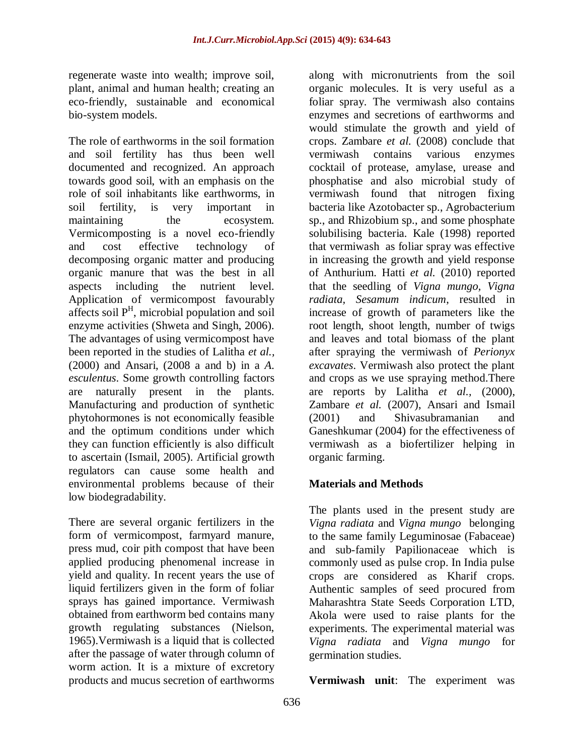regenerate waste into wealth; improve soil, plant, animal and human health; creating an eco-friendly, sustainable and economical bio-system models.

The role of earthworms in the soil formation and soil fertility has thus been well documented and recognized. An approach towards good soil, with an emphasis on the role of soil inhabitants like earthworms, in soil fertility, is very important in maintaining the ecosystem. Vermicomposting is a novel eco-friendly and cost effective technology of decomposing organic matter and producing organic manure that was the best in all aspects including the nutrient level. Application of vermicompost favourably affects soil $P^H$, microbial population and soil enzyme activities (Shweta and Singh, 2006). The advantages of using vermicompost have been reported in the studies of Lalitha *et al.,* (2000) and Ansari, (2008 a and b) in a *A. esculentus*. Some growth controlling factors are naturally present in the plants. Manufacturing and production of synthetic phytohormones is not economically feasible and the optimum conditions under which they can function efficiently is also difficult to ascertain (Ismail, 2005). Artificial growth regulators can cause some health and environmental problems because of their low biodegradability.

There are several organic fertilizers in the form of vermicompost, farmyard manure, press mud, coir pith compost that have been applied producing phenomenal increase in yield and quality. In recent years the use of liquid fertilizers given in the form of foliar sprays has gained importance. Vermiwash obtained from earthworm bed contains many growth regulating substances (Nielson, 1965).Vermiwash is a liquid that is collected after the passage of water through column of worm action. It is a mixture of excretory products and mucus secretion of earthworms along with micronutrients from the soil organic molecules. It is very useful as a foliar spray. The vermiwash also contains enzymes and secretions of earthworms and would stimulate the growth and yield of crops. Zambare *et al.* (2008) conclude that vermiwash contains various enzymes cocktail of protease, amylase, urease and phosphatise and also microbial study of vermiwash found that nitrogen fixing bacteria like Azotobacter sp., Agrobacterium sp., and Rhizobium sp., and some phosphate solubilising bacteria. Kale (1998) reported that vermiwash as foliar spray was effective in increasing the growth and yield response of Anthurium. Hatti *et al.* (2010) reported that the seedling of *Vigna mungo*, *Vigna radiata*, *Sesamum indicum*, resulted in increase of growth of parameters like the root length, shoot length, number of twigs and leaves and total biomass of the plant after spraying the vermiwash of *Perionyx excavates*. Vermiwash also protect the plant and crops as we use spraying method.There are reports by Lalitha *et al.,* (2000), Zambare *et al.* (2007), Ansari and Ismail (2001) and Shivasubramanian and Ganeshkumar (2004) for the effectiveness of vermiwash as a biofertilizer helping in organic farming.

## Materials and Methods

The plants used in the present study are *Vigna radiata* and *Vigna mungo* belonging to the same family Leguminosae (Fabaceae) and sub-family Papilionaceae which is commonly used as pulse crop. In India pulse crops are considered as Kharif crops. Authentic samples of seed procured from Maharashtra State Seeds Corporation LTD, Akola were used to raise plants for the experiments. The experimental material was *Vigna radiata* and *Vigna mungo* for germination studies.

**Vermiwash unit**: The experiment was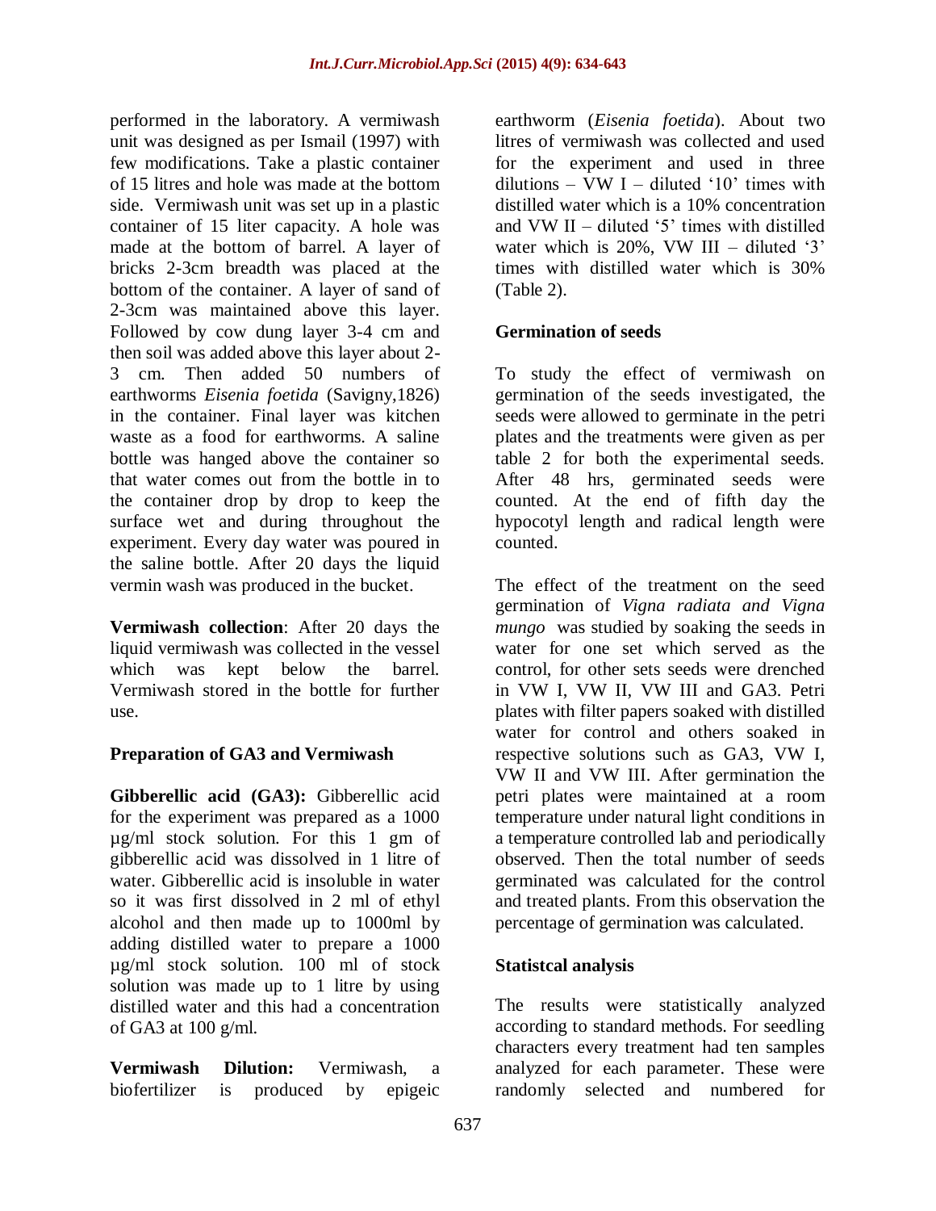performed in the laboratory. A vermiwash unit was designed as per Ismail (1997) with few modifications. Take a plastic container of 15 litres and hole was made at the bottom side. Vermiwash unit was set up in a plastic container of 15 liter capacity. A hole was made at the bottom of barrel. A layer of bricks 2-3cm breadth was placed at the bottom of the container. A layer of sand of 2-3cm was maintained above this layer. Followed by cow dung layer 3-4 cm and then soil was added above this layer about 2-3 cm. Then added 50 numbers of earthworms *Eisenia foetida* (Savigny,1826) in the container. Final layer was kitchen waste as a food for earthworms. A saline bottle was hanged above the container so that water comes out from the bottle in to the container drop by drop to keep the surface wet and during throughout the experiment. Every day water was poured in the saline bottle. After 20 days the liquid vermin wash was produced in the bucket.

**Vermiwash collection**: After 20 days the liquid vermiwash was collected in the vessel which was kept below the barrel. Vermiwash stored in the bottle for further use.

### Preparation of GA3 and Vermiwash

**Gibberellic acid (GA3):** Gibberellic acid for the experiment was prepared as a 1000 µg/ml stock solution. For this 1 gm of gibberellic acid was dissolved in 1 litre of water. Gibberellic acid is insoluble in water so it was first dissolved in 2 ml of ethyl alcohol and then made up to 1000ml by adding distilled water to prepare a 1000 µg/ml stock solution. 100 ml of stock solution was made up to 1 litre by using distilled water and this had a concentration of GA3 at 100 g/ml.

**Vermiwash Dilution:** Vermiwash, a biofertilizer is produced by epigeic earthworm (*Eisenia foetida*). About two litres of vermiwash was collected and used for the experiment and used in three dilutions – VW I – diluted '10' times with distilled water which is a 10% concentration and VW II – diluted '5' times with distilled water which is 20%, VW III – diluted '3' times with distilled water which is 30% (Table 2).

### Germination of seeds

To study the effect of vermiwash on germination of the seeds investigated, the seeds were allowed to germinate in the petri plates and the treatments were given as per table 2 for both the experimental seeds. After 48 hrs, germinated seeds were counted. At the end of fifth day the hypocotyl length and radical length were counted.

The effect of the treatment on the seed germination of *Vigna radiata and Vigna mungo* was studied by soaking the seeds in water for one set which served as the control, for other sets seeds were drenched in VW I, VW II, VW III and GA3. Petri plates with filter papers soaked with distilled water for control and others soaked in respective solutions such as GA3, VW I, VW II and VW III. After germination the petri plates were maintained at a room temperature under natural light conditions in a temperature controlled lab and periodically observed. Then the total number of seeds germinated was calculated for the control and treated plants. From this observation the percentage of germination was calculated.

### Statistcal analysis

The results were statistically analyzed according to standard methods. For seedling characters every treatment had ten samples analyzed for each parameter. These were randomly selected and numbered for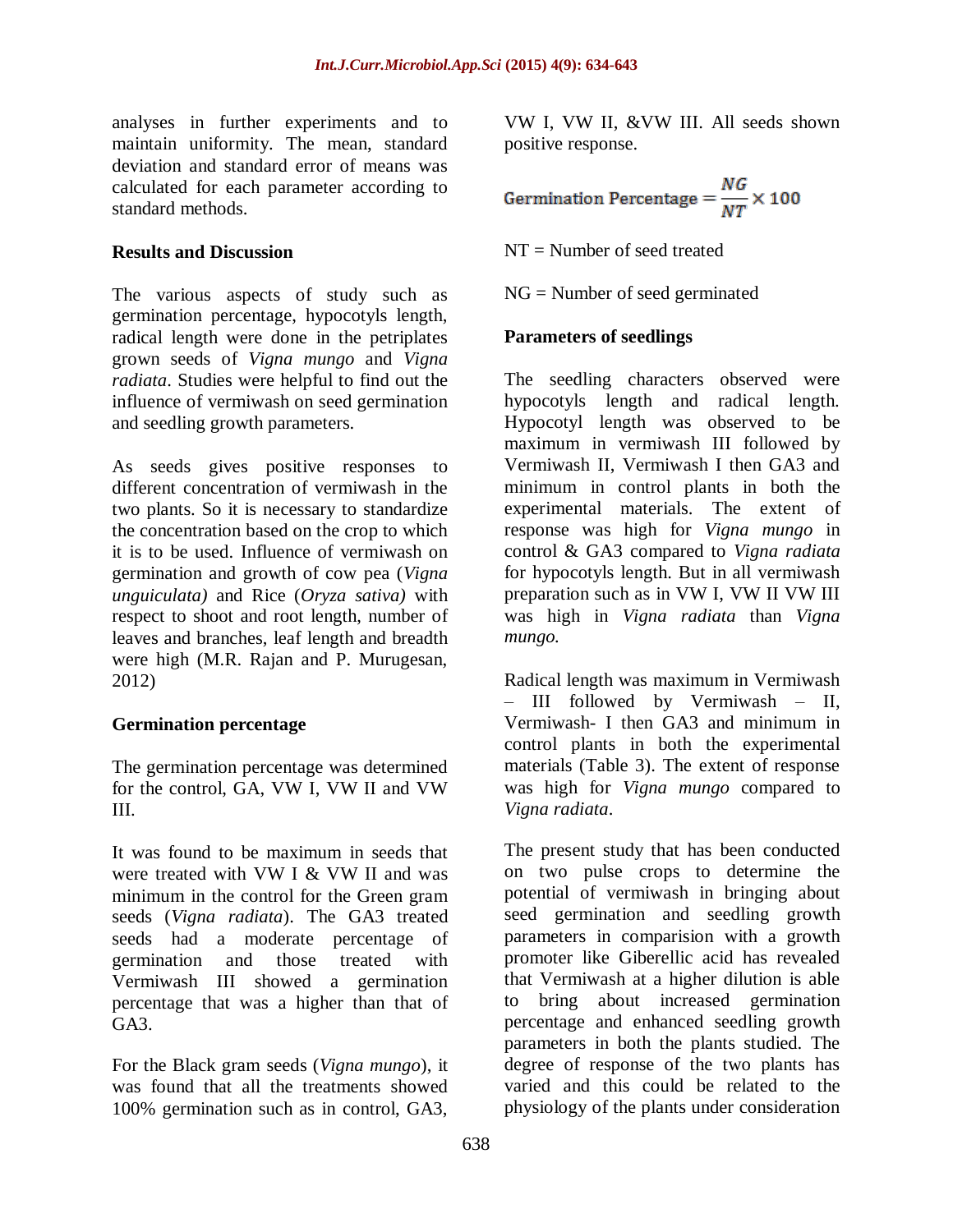analyses in further experiments and to maintain uniformity. The mean, standard deviation and standard error of means was calculated for each parameter according to standard methods.

## Results and Discussion

The various aspects of study such as germination percentage, hypocotyls length, radical length were done in the petriplates grown seeds of *Vigna mungo* and *Vigna radiata*. Studies were helpful to find out the influence of vermiwash on seed germination and seedling growth parameters.

As seeds gives positive responses to different concentration of vermiwash in the two plants. So it is necessary to standardize the concentration based on the crop to which it is to be used. Influence of vermiwash on germination and growth of cow pea (*Vigna unguiculata)* and Rice (*Oryza sativa)* with respect to shoot and root length, number of leaves and branches, leaf length and breadth were high (M.R. Rajan and P. Murugesan, 2012)

### Germination percentage

The germination percentage was determined for the control, GA, VW I, VW II and VW III.

It was found to be maximum in seeds that were treated with VW I & VW II and was minimum in the control for the Green gram seeds (*Vigna radiata*). The GA3 treated seeds had a moderate percentage of germination and those treated with Vermiwash III showed a germination percentage that was a higher than that of GA3.

For the Black gram seeds (*Vigna mungo*), it was found that all the treatments showed 100% germination such as in control, GA3, VW I, VW II, &VW III. All seeds shown positive response.

$$\text{Germination Percentage} = \frac{NG}{NT} \times 100$$

NT = Number of seed treated

NG = Number of seed germinated

### Parameters of seedlings

The seedling characters observed were hypocotyls length and radical length. Hypocotyl length was observed to be maximum in vermiwash III followed by Vermiwash II, Vermiwash I then GA3 and minimum in control plants in both the experimental materials. The extent of response was high for *Vigna mungo* in control & GA3 compared to *Vigna radiata* for hypocotyls length. But in all vermiwash preparation such as in VW I, VW II VW III was high in *Vigna radiata* than *Vigna mungo.*

Radical length was maximum in Vermiwash – III followed by Vermiwash – II, Vermiwash- I then GA3 and minimum in control plants in both the experimental materials (Table 3). The extent of response was high for *Vigna mungo* compared to *Vigna radiata*.

The present study that has been conducted on two pulse crops to determine the potential of vermiwash in bringing about seed germination and seedling growth parameters in comparision with a growth promoter like Giberellic acid has revealed that Vermiwash at a higher dilution is able to bring about increased germination percentage and enhanced seedling growth parameters in both the plants studied. The degree of response of the two plants has varied and this could be related to the physiology of the plants under consideration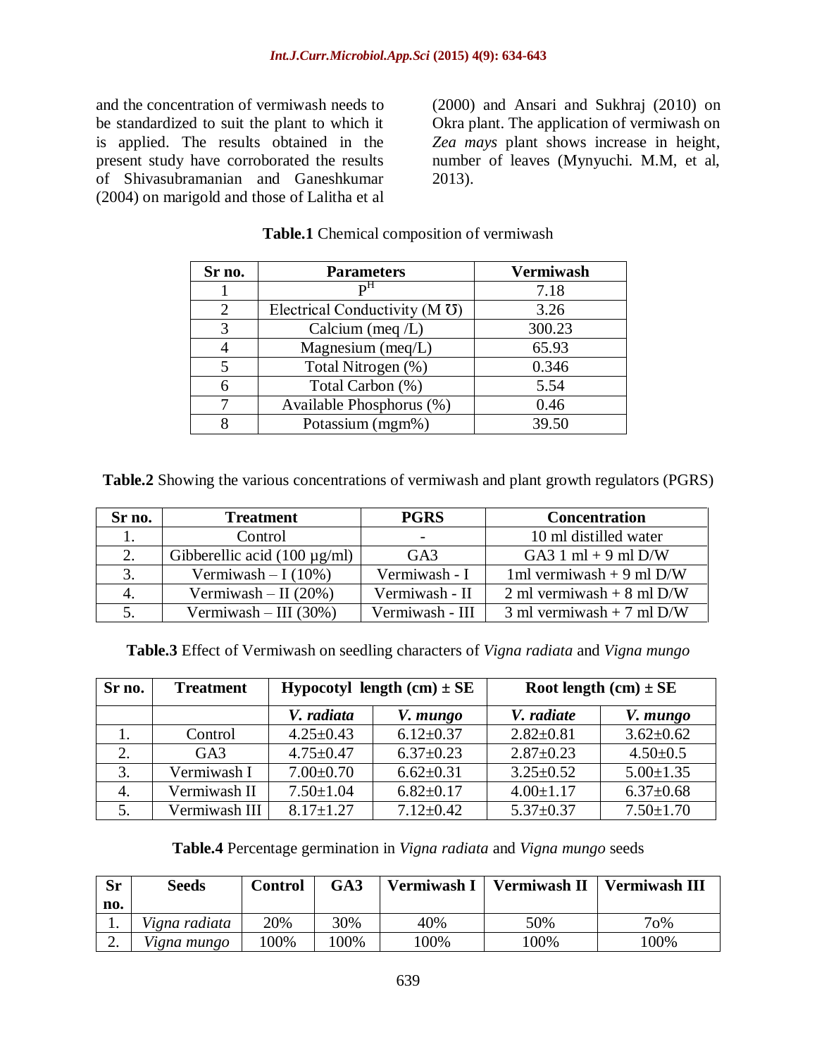and the concentration of vermiwash needs to be standardized to suit the plant to which it is applied. The results obtained in the present study have corroborated the results of Shivasubramanian and Ganeshkumar (2004) on marigold and those of Lalitha et al (2000) and Ansari and Sukhraj (2010) on Okra plant. The application of vermiwash on *Zea mays* plant shows increase in height, number of leaves (Mynyuchi. M.M, et al, 2013).

**Table.1** Chemical composition of vermiwash

| Sr no. | Parameters | Vermiwash |
|---|---|---|
| 1 | $P^H$ | 7.18 |
| 2 | Electrical Conductivity (M Ʊ) | 3.26 |
| 3 | Calcium (meq /L) | 300.23 |
| 4 | Magnesium (meq/L) | 65.93 |
| 5 | Total Nitrogen (%) | 0.346 |
| 6 | Total Carbon (%) | 5.54 |
| 7 | Available Phosphorus (%) | 0.46 |
| 8 | Potassium (mgm%) | 39.50 |

**Table.2** Showing the various concentrations of vermiwash and plant growth regulators (PGRS)

| Sr no. | Treatment | PGRS | Concentration |
|---|---|---|---|
| 1. | Control | - | 10 ml distilled water |
| 2. | Gibberellic acid (100 µg/ml) | GA3 | GA3 1 ml + 9 ml D/W |
| 3. | Vermiwash – I (10%) | Vermiwash - I | 1ml vermiwash + 9 ml D/W |
| 4. | Vermiwash – II (20%) | Vermiwash - II | 2 ml vermiwash + 8 ml D/W |
| 5. | Vermiwash – III (30%) | Vermiwash - III | 3 ml vermiwash + 7 ml D/W |

**Table.3** Effect of Vermiwash on seedling characters of *Vigna radiata* and *Vigna mungo*

| Sr no. | Treatment | Hypocotyl length (cm) ± SE | | Root length (cm) ± SE | |
|---|---|---|---|---|---|
| | | *V. radiata* | *V. mungo* | *V. radiate* | *V. mungo* |
| 1. | Control | 4.25±0.43 | 6.12±0.37 | 2.82±0.81 | 3.62±0.62 |
| 2. | GA3 | 4.75±0.47 | 6.37±0.23 | 2.87±0.23 | 4.50±0.5 |
| 3. | Vermiwash I | 7.00±0.70 | 6.62±0.31 | 3.25±0.52 | 5.00±1.35 |
| 4. | Vermiwash II | 7.50±1.04 | 6.82±0.17 | 4.00±1.17 | 6.37±0.68 |
| 5. | Vermiwash III | 8.17±1.27 | 7.12±0.42 | 5.37±0.37 | 7.50±1.70 |

**Table.4** Percentage germination in *Vigna radiata* and *Vigna mungo* seeds

| Sr no. | Seeds | Control | GA3 | Vermiwash I | Vermiwash II | Vermiwash III |
|---|---|---|---|---|---|---|
| 1. | *Vigna radiata* | 20% | 30% | 40% | 50% | 7o% |
| 2. | *Vigna mungo* | 100% | 100% | 100% | 100% | 100% |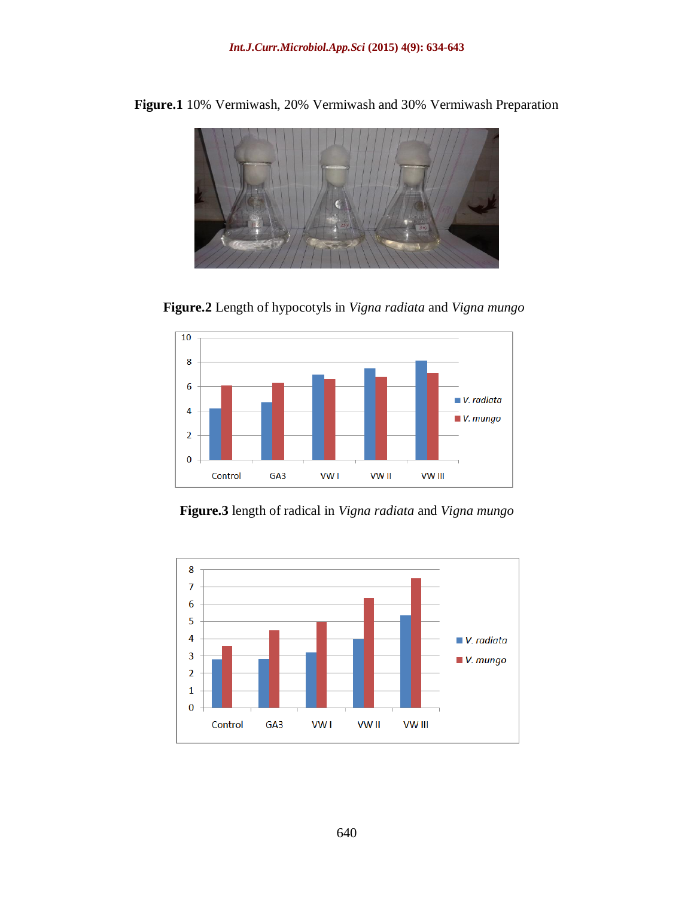**Figure.1** 10% Vermiwash, 20% Vermiwash and 30% Vermiwash Preparation

**Figure.2** Length of hypocotyls in *Vigna radiata* and *Vigna mungo*

**Figure.3** length of radical in *Vigna radiata* and *Vigna mungo*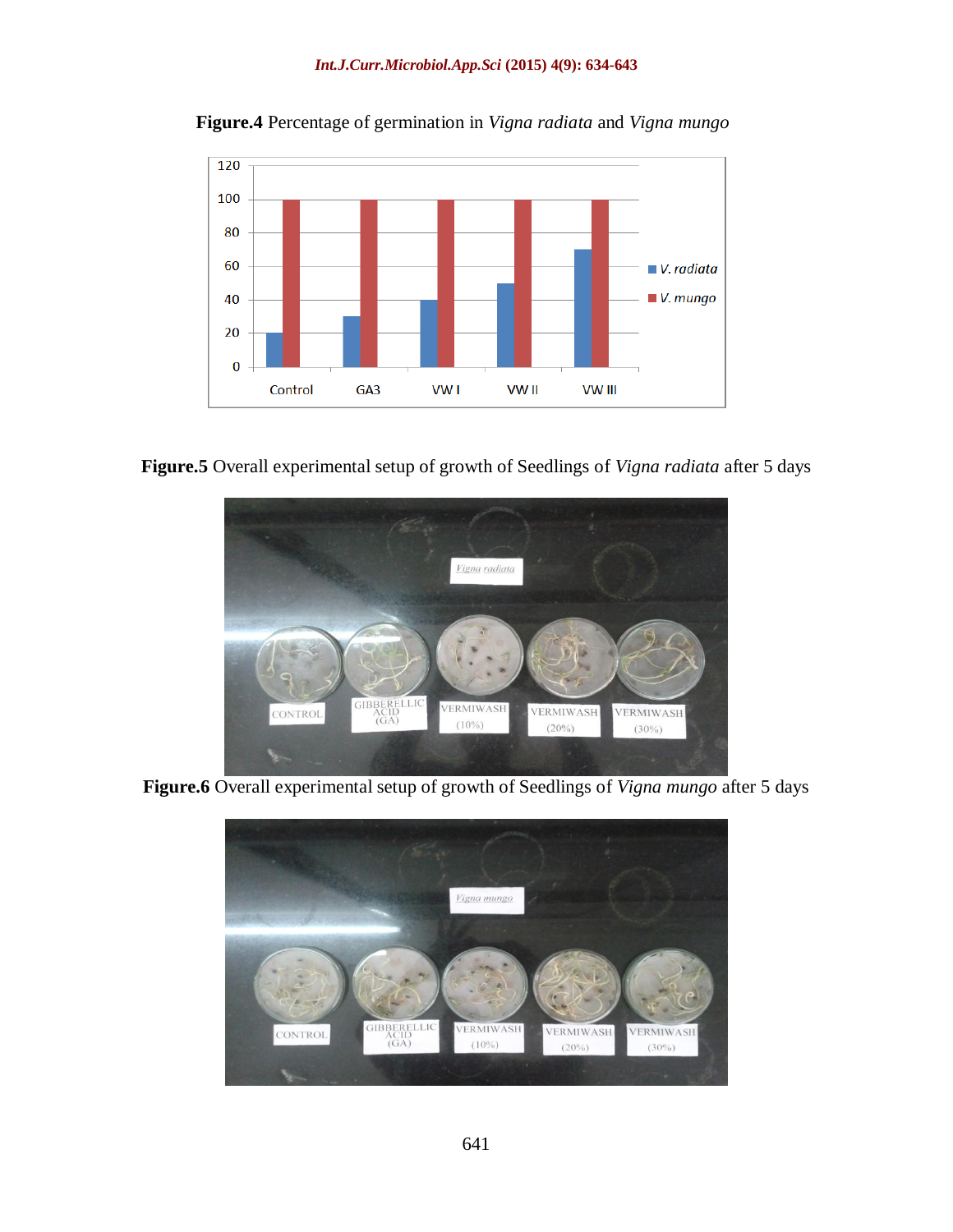**Figure.4** Percentage of germination in *Vigna radiata* and *Vigna mungo*

**Figure.5** Overall experimental setup of growth of Seedlings of *Vigna radiata* after 5 days

**Figure.6** Overall experimental setup of growth of Seedlings of *Vigna mungo* after 5 days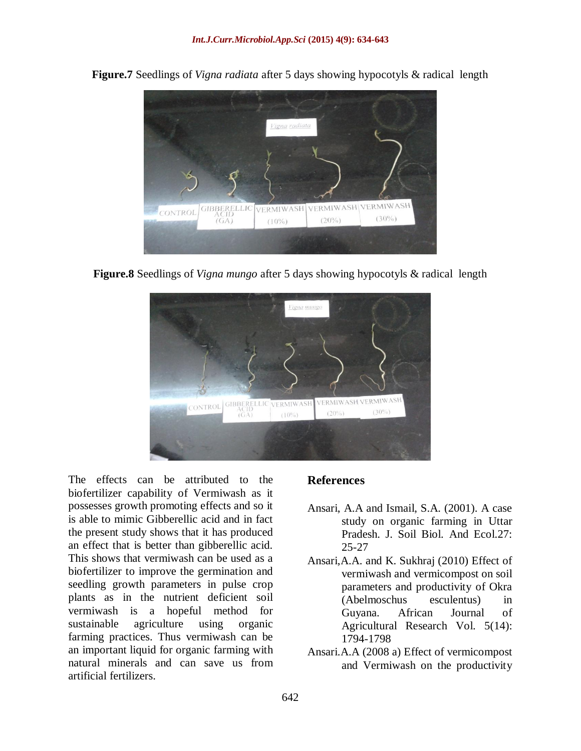**Figure.7** Seedlings of *Vigna radiata* after 5 days showing hypocotyls & radical length

**Figure.8** Seedlings of *Vigna mungo* after 5 days showing hypocotyls & radical length

The effects can be attributed to the biofertilizer capability of Vermiwash as it possesses growth promoting effects and so it is able to mimic Gibberellic acid and in fact the present study shows that it has produced an effect that is better than gibberellic acid. This shows that vermiwash can be used as a biofertilizer to improve the germination and seedling growth parameters in pulse crop plants as in the nutrient deficient soil vermiwash is a hopeful method for sustainable agriculture using organic farming practices. Thus vermiwash can be an important liquid for organic farming with natural minerals and can save us from artificial fertilizers.

## References

Ansari, A.A and Ismail, S.A. (2001). A case study on organic farming in Uttar Pradesh. J. Soil Biol. And Ecol.27: 25-27

Ansari,A.A. and K. Sukhraj (2010) Effect of vermiwash and vermicompost on soil parameters and productivity of Okra (Abelmoschus esculentus) in Guyana. African Journal of Agricultural Research Vol. 5(14): 1794-1798

Ansari.A.A (2008 a) Effect of vermicompost and Vermiwash on the productivity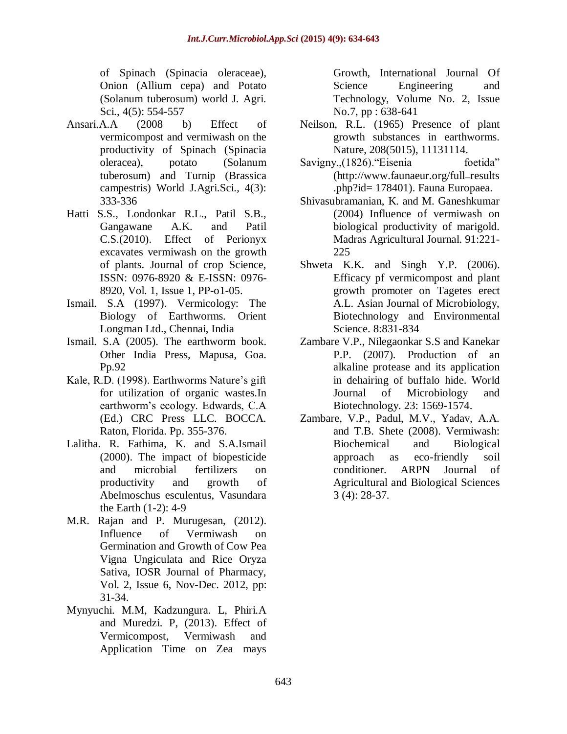of Spinach (Spinacia oleraceae), Onion (Allium cepa) and Potato (Solanum tuberosum) world J. Agri. Sci., 4(5): 554-557

Ansari.A.A (2008 b) Effect of vermicompost and vermiwash on the productivity of Spinach (Spinacia oleracea), potato (Solanum tuberosum) and Turnip (Brassica campestris) World J.Agri.Sci., 4(3): 333-336

Hatti S.S., Londonkar R.L., Patil S.B., Gangawane A.K. and Patil C.S.(2010). Effect of Perionyx excavates vermiwash on the growth of plants. Journal of crop Science, ISSN: 0976-8920 & E-ISSN: 0976-8920, Vol. 1, Issue 1, PP-o1-05.

Ismail. S.A (1997). Vermicology: The Biology of Earthworms. Orient Longman Ltd., Chennai, India

Ismail. S.A (2005). The earthworm book. Other India Press, Mapusa, Goa. Pp.92

Kale, R.D. (1998). Earthworms Nature's gift for utilization of organic wastes.In earthworm's ecology. Edwards, C.A (Ed.) CRC Press LLC. BOCCA. Raton, Florida. Pp. 355-376.

Lalitha. R. Fathima, K. and S.A.Ismail (2000). The impact of biopesticide and microbial fertilizers on productivity and growth of Abelmoschus esculentus, Vasundara the Earth (1-2): 4-9

M.R. Rajan and P. Murugesan, (2012). Influence of Vermiwash on Germination and Growth of Cow Pea Vigna Ungiculata and Rice Oryza Sativa, IOSR Journal of Pharmacy, Vol. 2, Issue 6, Nov-Dec. 2012, pp: 31-34.

Mynyuchi. M.M, Kadzungura. L, Phiri.A and Muredzi. P, (2013). Effect of Vermicompost, Vermiwash and Application Time on Zea mays Growth, International Journal Of Science Engineering and Technology, Volume No. 2, Issue No.7, pp : 638-641

Neilson, R.L. (1965) Presence of plant growth substances in earthworms. Nature, 208(5015), 11131114.

Savigny.,(1826)."Eisenia foetida" (http://www.faunaeur.org/full_results.php?id= 178401). Fauna Europaea.

Shivasubramanian, K. and M. Ganeshkumar (2004) Influence of vermiwash on biological productivity of marigold. Madras Agricultural Journal. 91:221-225

Shweta K.K. and Singh Y.P. (2006). Efficacy pf vermicompost and plant growth promoter on Tagetes erect A.L. Asian Journal of Microbiology, Biotechnology and Environmental Science. 8:831-834

Zambare V.P., Nilegaonkar S.S and Kanekar P.P. (2007). Production of an alkaline protease and its application in dehairing of buffalo hide. World Journal of Microbiology and Biotechnology. 23: 1569-1574.

Zambare, V.P., Padul, M.V., Yadav, A.A. and T.B. Shete (2008). Vermiwash: Biochemical and Biological approach as eco-friendly soil conditioner. ARPN Journal of Agricultural and Biological Sciences 3 (4): 28-37.